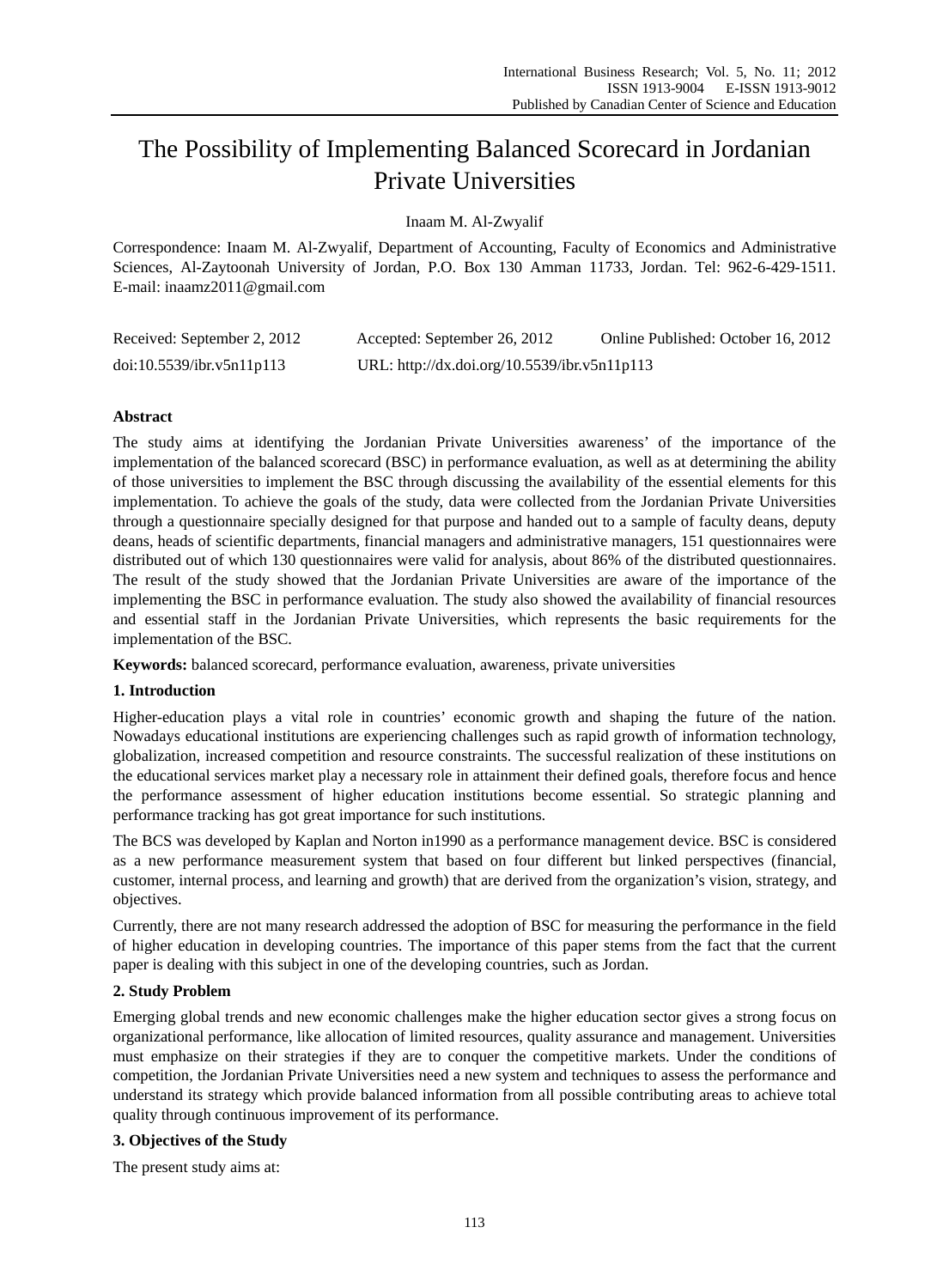# The Possibility of Implementing Balanced Scorecard in Jordanian Private Universities

Inaam M. Al-Zwyalif

Correspondence: Inaam M. Al-Zwyalif, Department of Accounting, Faculty of Economics and Administrative Sciences, Al-Zaytoonah University of Jordan, P.O. Box 130 Amman 11733, Jordan. Tel: 962-6-429-1511. E-mail: inaamz2011@gmail.com

Received: September 2, 2012 Accepted: September 26, 2012 Online Published: October 16, 2012

doi:10.5539/ibr.v5n11p113 URL: http://dx.doi.org/10.5539/ibr.v5n11p113

**Abstract**

The study aims at identifying the Jordanian Private Universities awareness' of the importance of the implementation of the balanced scorecard (BSC) in performance evaluation, as well as at determining the ability of those universities to implement the BSC through discussing the availability of the essential elements for this implementation. To achieve the goals of the study, data were collected from the Jordanian Private Universities through a questionnaire specially designed for that purpose and handed out to a sample of faculty deans, deputy deans, heads of scientific departments, financial managers and administrative managers, 151 questionnaires were distributed out of which 130 questionnaires were valid for analysis, about 86% of the distributed questionnaires. The result of the study showed that the Jordanian Private Universities are aware of the importance of the implementing the BSC in performance evaluation. The study also showed the availability of financial resources and essential staff in the Jordanian Private Universities, which represents the basic requirements for the implementation of the BSC.

**Keywords:** balanced scorecard, performance evaluation, awareness, private universities

## 1. Introduction

Higher-education plays a vital role in countries' economic growth and shaping the future of the nation. Nowadays educational institutions are experiencing challenges such as rapid growth of information technology, globalization, increased competition and resource constraints. The successful realization of these institutions on the educational services market play a necessary role in attainment their defined goals, therefore focus and hence the performance assessment of higher education institutions become essential. So strategic planning and performance tracking has got great importance for such institutions.

The BCS was developed by Kaplan and Norton in1990 as a performance management device. BSC is considered as a new performance measurement system that based on four different but linked perspectives (financial, customer, internal process, and learning and growth) that are derived from the organization's vision, strategy, and objectives.

Currently, there are not many research addressed the adoption of BSC for measuring the performance in the field of higher education in developing countries. The importance of this paper stems from the fact that the current paper is dealing with this subject in one of the developing countries, such as Jordan.

## 2. Study Problem

Emerging global trends and new economic challenges make the higher education sector gives a strong focus on organizational performance, like allocation of limited resources, quality assurance and management. Universities must emphasize on their strategies if they are to conquer the competitive markets. Under the conditions of competition, the Jordanian Private Universities need a new system and techniques to assess the performance and understand its strategy which provide balanced information from all possible contributing areas to achieve total quality through continuous improvement of its performance.

## 3. Objectives of the Study

The present study aims at: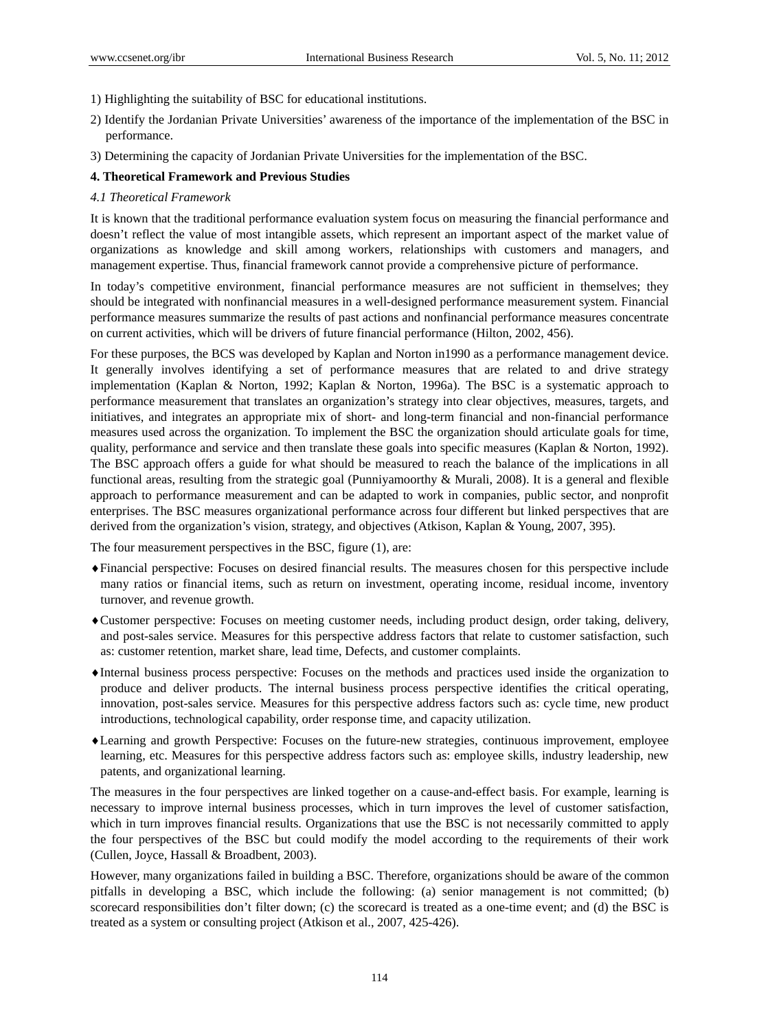1) Highlighting the suitability of BSC for educational institutions.

2) Identify the Jordanian Private Universities' awareness of the importance of the implementation of the BSC in performance.

3) Determining the capacity of Jordanian Private Universities for the implementation of the BSC.

## 4. Theoretical Framework and Previous Studies

### *4.1 Theoretical Framework*

It is known that the traditional performance evaluation system focus on measuring the financial performance and doesn't reflect the value of most intangible assets, which represent an important aspect of the market value of organizations as knowledge and skill among workers, relationships with customers and managers, and management expertise. Thus, financial framework cannot provide a comprehensive picture of performance.

In today's competitive environment, financial performance measures are not sufficient in themselves; they should be integrated with nonfinancial measures in a well-designed performance measurement system. Financial performance measures summarize the results of past actions and nonfinancial performance measures concentrate on current activities, which will be drivers of future financial performance (Hilton, 2002, 456).

For these purposes, the BCS was developed by Kaplan and Norton in1990 as a performance management device. It generally involves identifying a set of performance measures that are related to and drive strategy implementation (Kaplan & Norton, 1992; Kaplan & Norton, 1996a). The BSC is a systematic approach to performance measurement that translates an organization's strategy into clear objectives, measures, targets, and initiatives, and integrates an appropriate mix of short- and long-term financial and non-financial performance measures used across the organization. To implement the BSC the organization should articulate goals for time, quality, performance and service and then translate these goals into specific measures (Kaplan & Norton, 1992). The BSC approach offers a guide for what should be measured to reach the balance of the implications in all functional areas, resulting from the strategic goal (Punniyamoorthy & Murali, 2008). It is a general and flexible approach to performance measurement and can be adapted to work in companies, public sector, and nonprofit enterprises. The BSC measures organizational performance across four different but linked perspectives that are derived from the organization's vision, strategy, and objectives (Atkison, Kaplan & Young, 2007, 395).

The four measurement perspectives in the BSC, figure (1), are:

- ♦Financial perspective: Focuses on desired financial results. The measures chosen for this perspective include many ratios or financial items, such as return on investment, operating income, residual income, inventory turnover, and revenue growth.
- ♦Customer perspective: Focuses on meeting customer needs, including product design, order taking, delivery, and post-sales service. Measures for this perspective address factors that relate to customer satisfaction, such as: customer retention, market share, lead time, Defects, and customer complaints.
- ♦Internal business process perspective: Focuses on the methods and practices used inside the organization to produce and deliver products. The internal business process perspective identifies the critical operating, innovation, post-sales service. Measures for this perspective address factors such as: cycle time, new product introductions, technological capability, order response time, and capacity utilization.
- ♦Learning and growth Perspective: Focuses on the future-new strategies, continuous improvement, employee learning, etc. Measures for this perspective address factors such as: employee skills, industry leadership, new patents, and organizational learning.

The measures in the four perspectives are linked together on a cause-and-effect basis. For example, learning is necessary to improve internal business processes, which in turn improves the level of customer satisfaction, which in turn improves financial results. Organizations that use the BSC is not necessarily committed to apply the four perspectives of the BSC but could modify the model according to the requirements of their work (Cullen, Joyce, Hassall & Broadbent, 2003).

However, many organizations failed in building a BSC. Therefore, organizations should be aware of the common pitfalls in developing a BSC, which include the following: (a) senior management is not committed; (b) scorecard responsibilities don't filter down; (c) the scorecard is treated as a one-time event; and (d) the BSC is treated as a system or consulting project (Atkison et al., 2007, 425-426).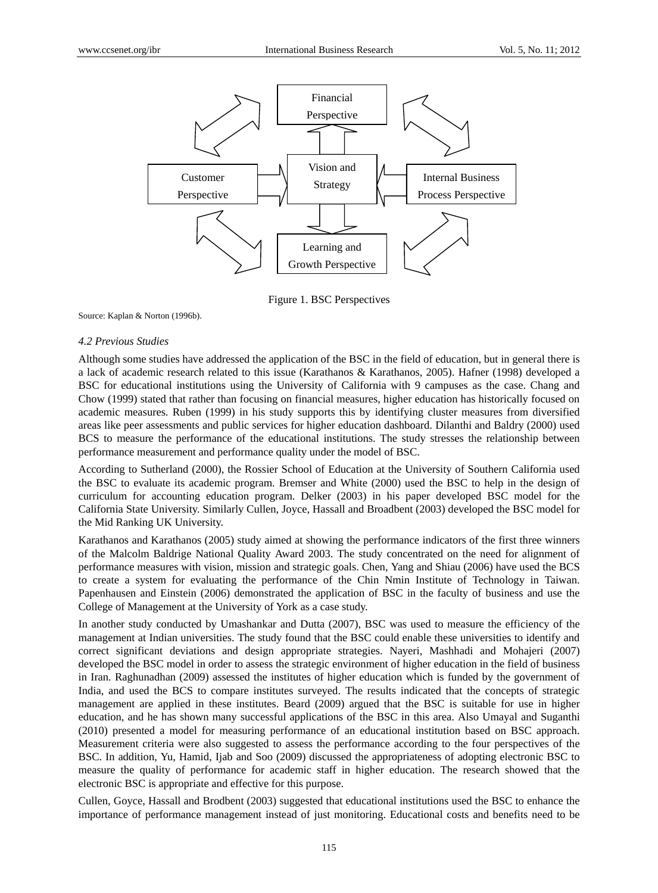Financial Perspective

Customer Perspective

Vision and Strategy

Internal Business Process Perspective

Learning and Growth Perspective

Figure 1. BSC Perspectives

Source: Kaplan & Norton (1996b).

### *4.2 Previous Studies*

Although some studies have addressed the application of the BSC in the field of education, but in general there is a lack of academic research related to this issue (Karathanos & Karathanos, 2005). Hafner (1998) developed a BSC for educational institutions using the University of California with 9 campuses as the case. Chang and Chow (1999) stated that rather than focusing on financial measures, higher education has historically focused on academic measures. Ruben (1999) in his study supports this by identifying cluster measures from diversified areas like peer assessments and public services for higher education dashboard. Dilanthi and Baldry (2000) used BCS to measure the performance of the educational institutions. The study stresses the relationship between performance measurement and performance quality under the model of BSC.

According to Sutherland (2000), the Rossier School of Education at the University of Southern California used the BSC to evaluate its academic program. Bremser and White (2000) used the BSC to help in the design of curriculum for accounting education program. Delker (2003) in his paper developed BSC model for the California State University. Similarly Cullen, Joyce, Hassall and Broadbent (2003) developed the BSC model for the Mid Ranking UK University.

Karathanos and Karathanos (2005) study aimed at showing the performance indicators of the first three winners of the Malcolm Baldrige National Quality Award 2003. The study concentrated on the need for alignment of performance measures with vision, mission and strategic goals. Chen, Yang and Shiau (2006) have used the BCS to create a system for evaluating the performance of the Chin Nmin Institute of Technology in Taiwan. Papenhausen and Einstein (2006) demonstrated the application of BSC in the faculty of business and use the College of Management at the University of York as a case study.

In another study conducted by Umashankar and Dutta (2007), BSC was used to measure the efficiency of the management at Indian universities. The study found that the BSC could enable these universities to identify and correct significant deviations and design appropriate strategies. Nayeri, Mashhadi and Mohajeri (2007) developed the BSC model in order to assess the strategic environment of higher education in the field of business in Iran. Raghunadhan (2009) assessed the institutes of higher education which is funded by the government of India, and used the BCS to compare institutes surveyed. The results indicated that the concepts of strategic management are applied in these institutes. Beard (2009) argued that the BSC is suitable for use in higher education, and he has shown many successful applications of the BSC in this area. Also Umayal and Suganthi (2010) presented a model for measuring performance of an educational institution based on BSC approach. Measurement criteria were also suggested to assess the performance according to the four perspectives of the BSC. In addition, Yu, Hamid, Ijab and Soo (2009) discussed the appropriateness of adopting electronic BSC to measure the quality of performance for academic staff in higher education. The research showed that the electronic BSC is appropriate and effective for this purpose.

Cullen, Goyce, Hassall and Brodbent (2003) suggested that educational institutions used the BSC to enhance the importance of performance management instead of just monitoring. Educational costs and benefits need to be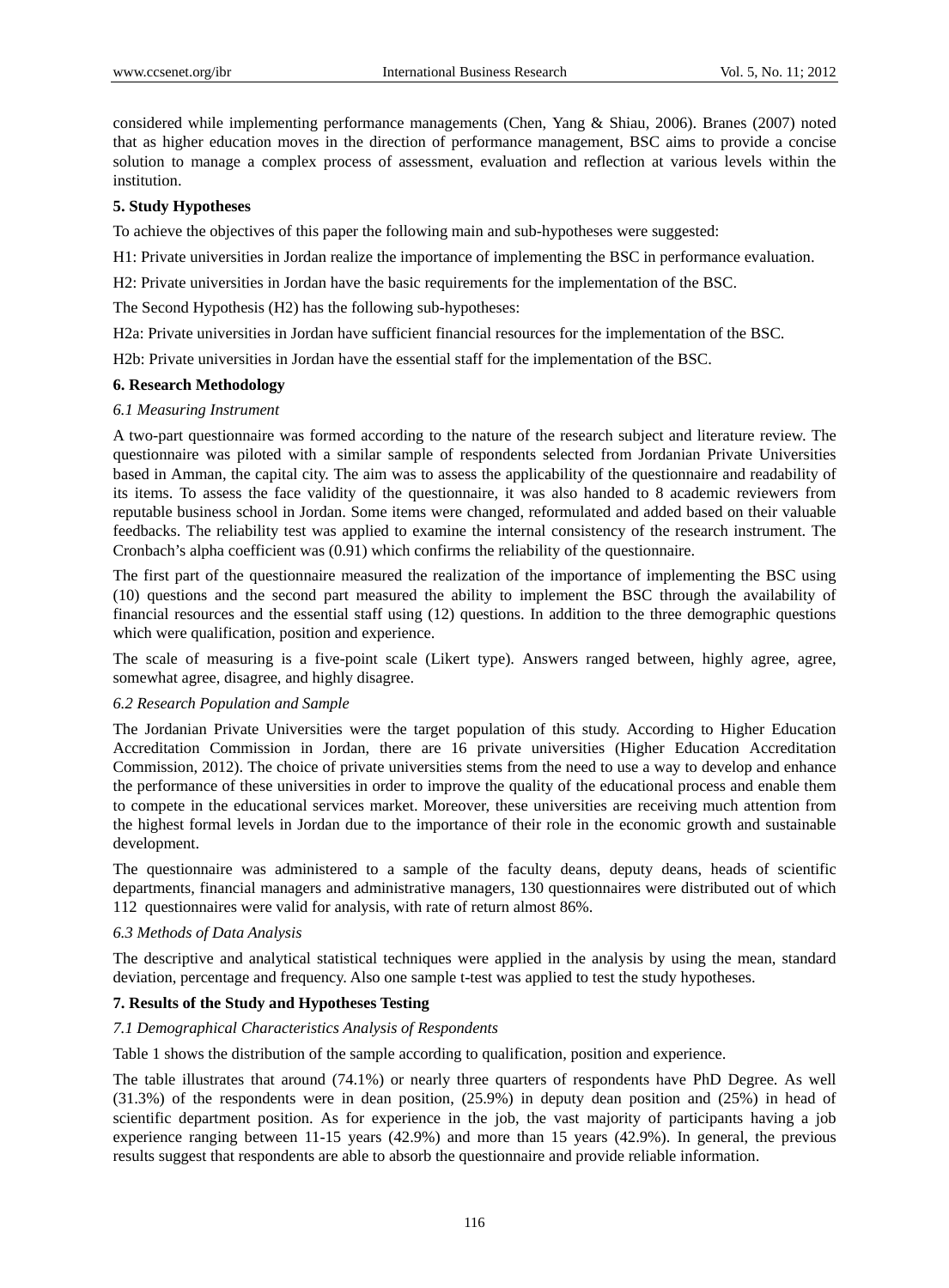considered while implementing performance managements (Chen, Yang & Shiau, 2006). Branes (2007) noted that as higher education moves in the direction of performance management, BSC aims to provide a concise solution to manage a complex process of assessment, evaluation and reflection at various levels within the institution.

**5. Study Hypotheses**

To achieve the objectives of this paper the following main and sub-hypotheses were suggested:

H1: Private universities in Jordan realize the importance of implementing the BSC in performance evaluation.

H2: Private universities in Jordan have the basic requirements for the implementation of the BSC.

The Second Hypothesis (H2) has the following sub-hypotheses:

H2a: Private universities in Jordan have sufficient financial resources for the implementation of the BSC.

H2b: Private universities in Jordan have the essential staff for the implementation of the BSC.

**6. Research Methodology**

*6.1 Measuring Instrument*

A two-part questionnaire was formed according to the nature of the research subject and literature review. The questionnaire was piloted with a similar sample of respondents selected from Jordanian Private Universities based in Amman, the capital city. The aim was to assess the applicability of the questionnaire and readability of its items. To assess the face validity of the questionnaire, it was also handed to 8 academic reviewers from reputable business school in Jordan. Some items were changed, reformulated and added based on their valuable feedbacks. The reliability test was applied to examine the internal consistency of the research instrument. The Cronbach's alpha coefficient was (0.91) which confirms the reliability of the questionnaire.

The first part of the questionnaire measured the realization of the importance of implementing the BSC using (10) questions and the second part measured the ability to implement the BSC through the availability of financial resources and the essential staff using (12) questions. In addition to the three demographic questions which were qualification, position and experience.

The scale of measuring is a five-point scale (Likert type). Answers ranged between, highly agree, agree, somewhat agree, disagree, and highly disagree.

*6.2 Research Population and Sample*

The Jordanian Private Universities were the target population of this study. According to Higher Education Accreditation Commission in Jordan, there are 16 private universities (Higher Education Accreditation Commission, 2012). The choice of private universities stems from the need to use a way to develop and enhance the performance of these universities in order to improve the quality of the educational process and enable them to compete in the educational services market. Moreover, these universities are receiving much attention from the highest formal levels in Jordan due to the importance of their role in the economic growth and sustainable development.

The questionnaire was administered to a sample of the faculty deans, deputy deans, heads of scientific departments, financial managers and administrative managers, 130 questionnaires were distributed out of which 112 questionnaires were valid for analysis, with rate of return almost 86%.

*6.3 Methods of Data Analysis*

The descriptive and analytical statistical techniques were applied in the analysis by using the mean, standard deviation, percentage and frequency. Also one sample t-test was applied to test the study hypotheses.

**7. Results of the Study and Hypotheses Testing**

*7.1 Demographical Characteristics Analysis of Respondents*

Table 1 shows the distribution of the sample according to qualification, position and experience.

The table illustrates that around (74.1%) or nearly three quarters of respondents have PhD Degree. As well (31.3%) of the respondents were in dean position, (25.9%) in deputy dean position and (25%) in head of scientific department position. As for experience in the job, the vast majority of participants having a job experience ranging between 11-15 years (42.9%) and more than 15 years (42.9%). In general, the previous results suggest that respondents are able to absorb the questionnaire and provide reliable information.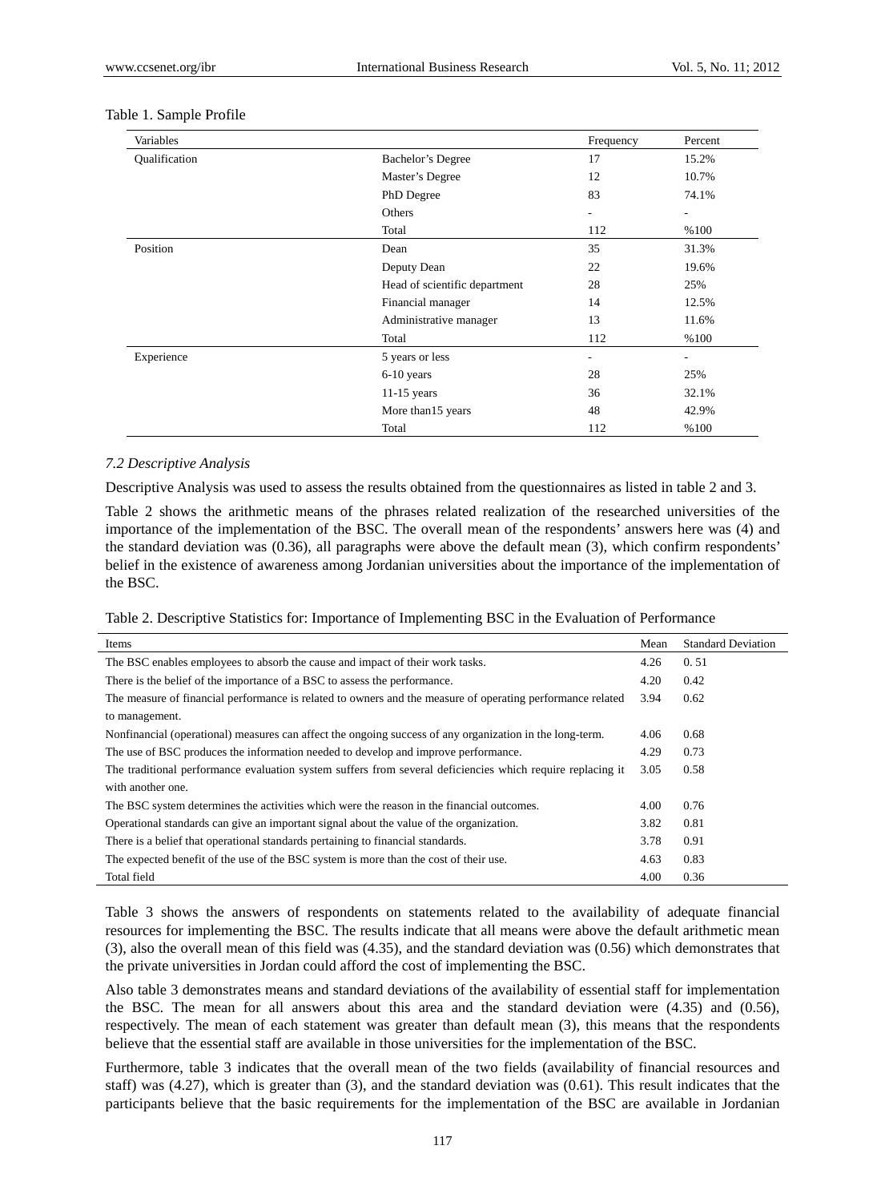Table 1. Sample Profile

| Variables | | Frequency | Percent |
|---|---|---|---|
| Qualification | Bachelor's Degree | 17 | 15.2% |
| | Master's Degree | 12 | 10.7% |
| | PhD Degree | 83 | 74.1% |
| | Others | - | - |
| | Total | 112 | %100 |
| Position | Dean | 35 | 31.3% |
| | Deputy Dean | 22 | 19.6% |
| | Head of scientific department | 28 | 25% |
| | Financial manager | 14 | 12.5% |
| | Administrative manager | 13 | 11.6% |
| | Total | 112 | %100 |
| Experience | 5 years or less | - | - |
| | 6-10 years | 28 | 25% |
| | 11-15 years | 36 | 32.1% |
| | More than15 years | 48 | 42.9% |
| | Total | 112 | %100 |

*7.2 Descriptive Analysis*

Descriptive Analysis was used to assess the results obtained from the questionnaires as listed in table 2 and 3.

Table 2 shows the arithmetic means of the phrases related realization of the researched universities of the importance of the implementation of the BSC. The overall mean of the respondents' answers here was (4) and the standard deviation was (0.36), all paragraphs were above the default mean (3), which confirm respondents' belief in the existence of awareness among Jordanian universities about the importance of the implementation of the BSC.

Table 2. Descriptive Statistics for: Importance of Implementing BSC in the Evaluation of Performance

| Items | Mean | Standard Deviation |
|---|---|---|
| The BSC enables employees to absorb the cause and impact of their work tasks. | 4.26 | 0. 51 |
| There is the belief of the importance of a BSC to assess the performance. | 4.20 | 0.42 |
| The measure of financial performance is related to owners and the measure of operating performance related to management. | 3.94 | 0.62 |
| Nonfinancial (operational) measures can affect the ongoing success of any organization in the long-term. | 4.06 | 0.68 |
| The use of BSC produces the information needed to develop and improve performance. | 4.29 | 0.73 |
| The traditional performance evaluation system suffers from several deficiencies which require replacing it with another one. | 3.05 | 0.58 |
| The BSC system determines the activities which were the reason in the financial outcomes. | 4.00 | 0.76 |
| Operational standards can give an important signal about the value of the organization. | 3.82 | 0.81 |
| There is a belief that operational standards pertaining to financial standards. | 3.78 | 0.91 |
| The expected benefit of the use of the BSC system is more than the cost of their use. | 4.63 | 0.83 |
| Total field | 4.00 | 0.36 |

Table 3 shows the answers of respondents on statements related to the availability of adequate financial resources for implementing the BSC. The results indicate that all means were above the default arithmetic mean (3), also the overall mean of this field was (4.35), and the standard deviation was (0.56) which demonstrates that the private universities in Jordan could afford the cost of implementing the BSC.

Also table 3 demonstrates means and standard deviations of the availability of essential staff for implementation the BSC. The mean for all answers about this area and the standard deviation were (4.35) and (0.56), respectively. The mean of each statement was greater than default mean (3), this means that the respondents believe that the essential staff are available in those universities for the implementation of the BSC.

Furthermore, table 3 indicates that the overall mean of the two fields (availability of financial resources and staff) was (4.27), which is greater than (3), and the standard deviation was (0.61). This result indicates that the participants believe that the basic requirements for the implementation of the BSC are available in Jordanian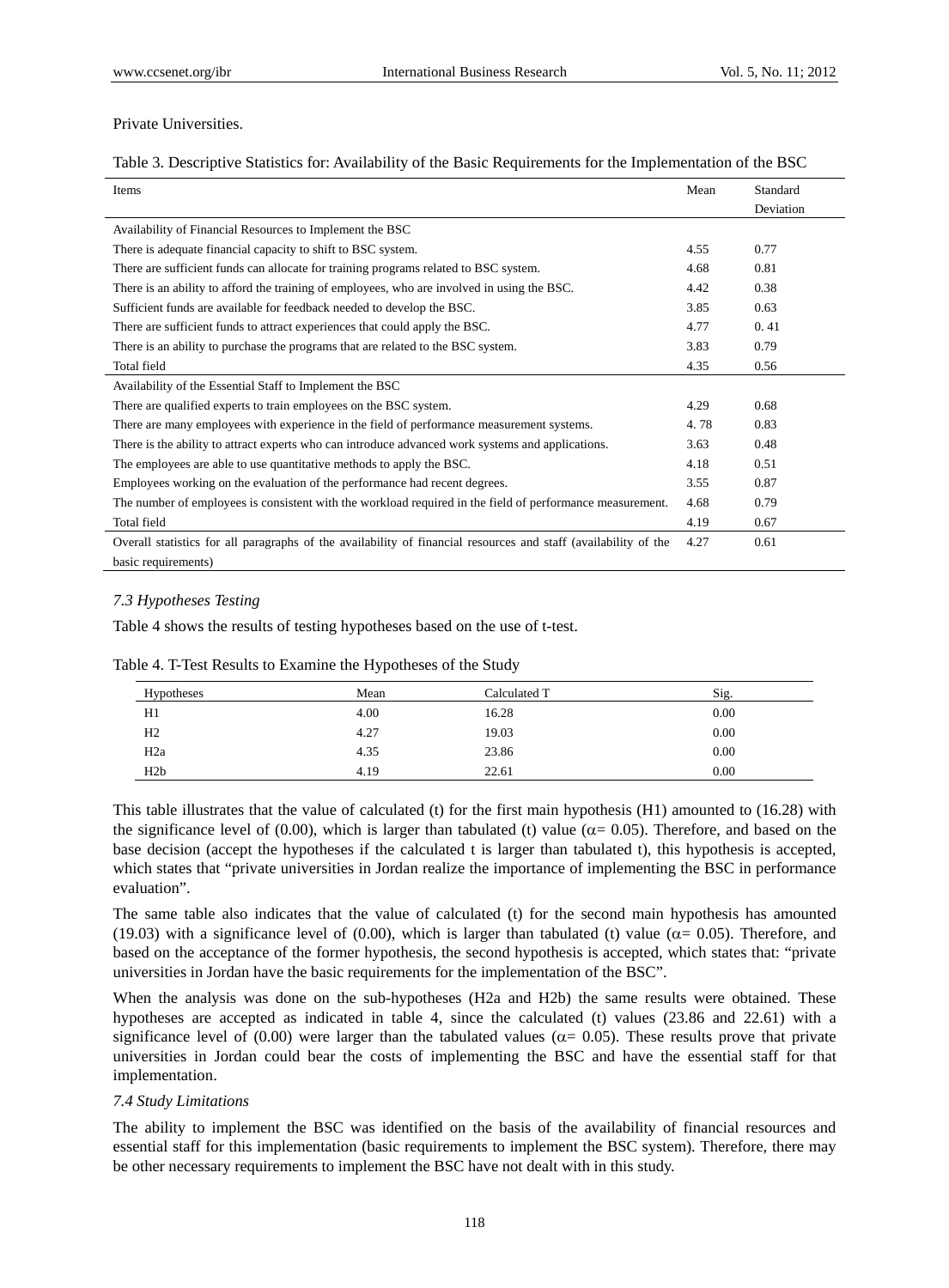Private Universities.

Table 3. Descriptive Statistics for: Availability of the Basic Requirements for the Implementation of the BSC

| Items | Mean | Standard Deviation |
|---|---|---|
| Availability of Financial Resources to Implement the BSC | | |
| There is adequate financial capacity to shift to BSC system. | 4.55 | 0.77 |
| There are sufficient funds can allocate for training programs related to BSC system. | 4.68 | 0.81 |
| There is an ability to afford the training of employees, who are involved in using the BSC. | 4.42 | 0.38 |
| Sufficient funds are available for feedback needed to develop the BSC. | 3.85 | 0.63 |
| There are sufficient funds to attract experiences that could apply the BSC. | 4.77 | 0. 41 |
| There is an ability to purchase the programs that are related to the BSC system. | 3.83 | 0.79 |
| Total field | 4.35 | 0.56 |
| Availability of the Essential Staff to Implement the BSC | | |
| There are qualified experts to train employees on the BSC system. | 4.29 | 0.68 |
| There are many employees with experience in the field of performance measurement systems. | 4. 78 | 0.83 |
| There is the ability to attract experts who can introduce advanced work systems and applications. | 3.63 | 0.48 |
| The employees are able to use quantitative methods to apply the BSC. | 4.18 | 0.51 |
| Employees working on the evaluation of the performance had recent degrees. | 3.55 | 0.87 |
| The number of employees is consistent with the workload required in the field of performance measurement. | 4.68 | 0.79 |
| Total field | 4.19 | 0.67 |
| Overall statistics for all paragraphs of the availability of financial resources and staff (availability of the basic requirements) | 4.27 | 0.61 |

### *7.3 Hypotheses Testing*

Table 4 shows the results of testing hypotheses based on the use of t-test.

Table 4. T-Test Results to Examine the Hypotheses of the Study

| Hypotheses | Mean | Calculated T | Sig. |
|---|---|---|---|
| H1 | 4.00 | 16.28 | 0.00 |
| H2 | 4.27 | 19.03 | 0.00 |
| H2a | 4.35 | 23.86 | 0.00 |
| H2b | 4.19 | 22.61 | 0.00 |

This table illustrates that the value of calculated (t) for the first main hypothesis (H1) amounted to (16.28) with the significance level of (0.00), which is larger than tabulated (t) value ($\alpha$= 0.05). Therefore, and based on the base decision (accept the hypotheses if the calculated t is larger than tabulated t), this hypothesis is accepted, which states that "private universities in Jordan realize the importance of implementing the BSC in performance evaluation".

The same table also indicates that the value of calculated (t) for the second main hypothesis has amounted (19.03) with a significance level of (0.00), which is larger than tabulated (t) value ($\alpha$= 0.05). Therefore, and based on the acceptance of the former hypothesis, the second hypothesis is accepted, which states that: "private universities in Jordan have the basic requirements for the implementation of the BSC".

When the analysis was done on the sub-hypotheses (H2a and H2b) the same results were obtained. These hypotheses are accepted as indicated in table 4, since the calculated (t) values (23.86 and 22.61) with a significance level of (0.00) were larger than the tabulated values ($\alpha$= 0.05). These results prove that private universities in Jordan could bear the costs of implementing the BSC and have the essential staff for that implementation.

### *7.4 Study Limitations*

The ability to implement the BSC was identified on the basis of the availability of financial resources and essential staff for this implementation (basic requirements to implement the BSC system). Therefore, there may be other necessary requirements to implement the BSC have not dealt with in this study.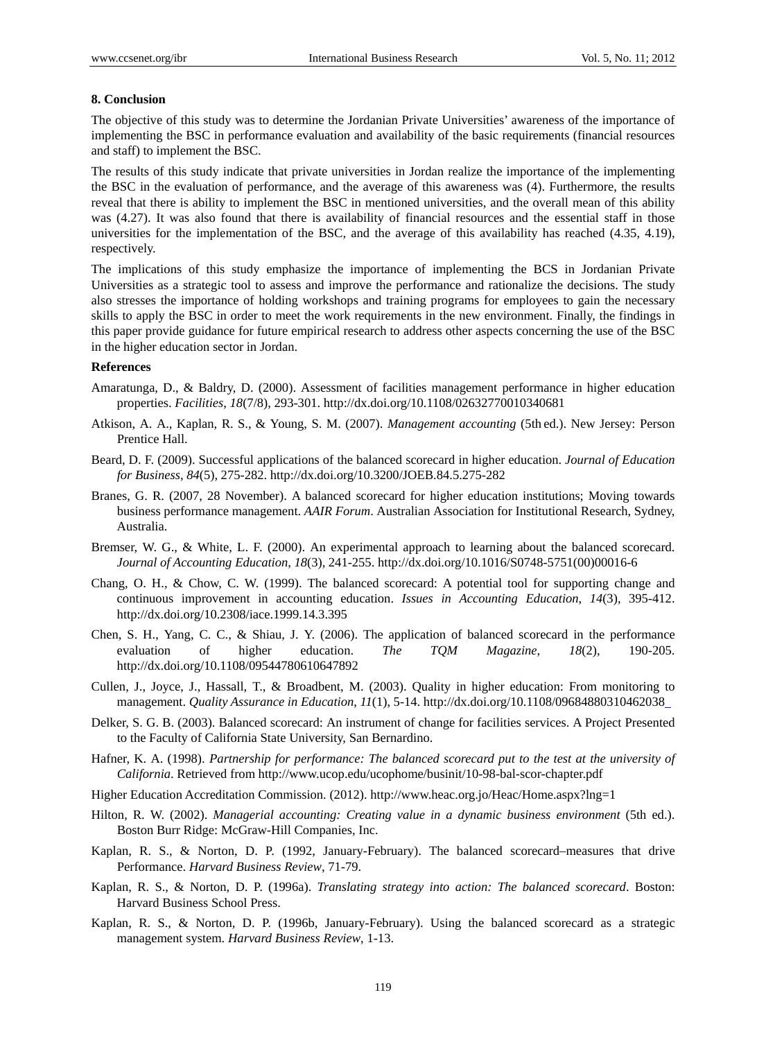## 8. Conclusion

The objective of this study was to determine the Jordanian Private Universities' awareness of the importance of implementing the BSC in performance evaluation and availability of the basic requirements (financial resources and staff) to implement the BSC.

The results of this study indicate that private universities in Jordan realize the importance of the implementing the BSC in the evaluation of performance, and the average of this awareness was (4). Furthermore, the results reveal that there is ability to implement the BSC in mentioned universities, and the overall mean of this ability was (4.27). It was also found that there is availability of financial resources and the essential staff in those universities for the implementation of the BSC, and the average of this availability has reached (4.35, 4.19), respectively.

The implications of this study emphasize the importance of implementing the BCS in Jordanian Private Universities as a strategic tool to assess and improve the performance and rationalize the decisions. The study also stresses the importance of holding workshops and training programs for employees to gain the necessary skills to apply the BSC in order to meet the work requirements in the new environment. Finally, the findings in this paper provide guidance for future empirical research to address other aspects concerning the use of the BSC in the higher education sector in Jordan.

## References

Amaratunga, D., & Baldry, D. (2000). Assessment of facilities management performance in higher education properties. *Facilities*, *18*(7/8), 293-301. http://dx.doi.org/10.1108/02632770010340681

Atkison, A. A., Kaplan, R. S., & Young, S. M. (2007). *Management accounting* (5th ed.). New Jersey: Person Prentice Hall.

Beard, D. F. (2009). Successful applications of the balanced scorecard in higher education. *Journal of Education for Business*, *84*(5), 275-282. http://dx.doi.org/10.3200/JOEB.84.5.275-282

Branes, G. R. (2007, 28 November). A balanced scorecard for higher education institutions; Moving towards business performance management. *AAIR Forum*. Australian Association for Institutional Research, Sydney, Australia.

Bremser, W. G., & White, L. F. (2000). An experimental approach to learning about the balanced scorecard. *Journal of Accounting Education*, *18*(3), 241-255. http://dx.doi.org/10.1016/S0748-5751(00)00016-6

Chang, O. H., & Chow, C. W. (1999). The balanced scorecard: A potential tool for supporting change and continuous improvement in accounting education. *Issues in Accounting Education*, *14*(3), 395-412. http://dx.doi.org/10.2308/iace.1999.14.3.395

Chen, S. H., Yang, C. C., & Shiau, J. Y. (2006). The application of balanced scorecard in the performance evaluation of higher education. *The TQM Magazine, 18*(2), 190-205. http://dx.doi.org/10.1108/09544780610647892

Cullen, J., Joyce, J., Hassall, T., & Broadbent, M. (2003). Quality in higher education: From monitoring to management. *Quality Assurance in Education*, *11*(1), 5-14. http://dx.doi.org/10.1108/09684880310462038

Delker, S. G. B. (2003). Balanced scorecard: An instrument of change for facilities services. A Project Presented to the Faculty of California State University, San Bernardino.

Hafner, K. A. (1998). *Partnership for performance: The balanced scorecard put to the test at the university of California*. Retrieved from http://www.ucop.edu/ucophome/businit/10-98-bal-scor-chapter.pdf

Higher Education Accreditation Commission. (2012). http://www.heac.org.jo/Heac/Home.aspx?lng=1

Hilton, R. W. (2002). *Managerial accounting: Creating value in a dynamic business environment* (5th ed.). Boston Burr Ridge: McGraw-Hill Companies, Inc.

Kaplan, R. S., & Norton, D. P. (1992, January-February). The balanced scorecard–measures that drive Performance. *Harvard Business Review*, 71-79.

Kaplan, R. S., & Norton, D. P. (1996a). *Translating strategy into action: The balanced scorecard*. Boston: Harvard Business School Press.

Kaplan, R. S., & Norton, D. P. (1996b, January-February). Using the balanced scorecard as a strategic management system. *Harvard Business Review*, 1-13.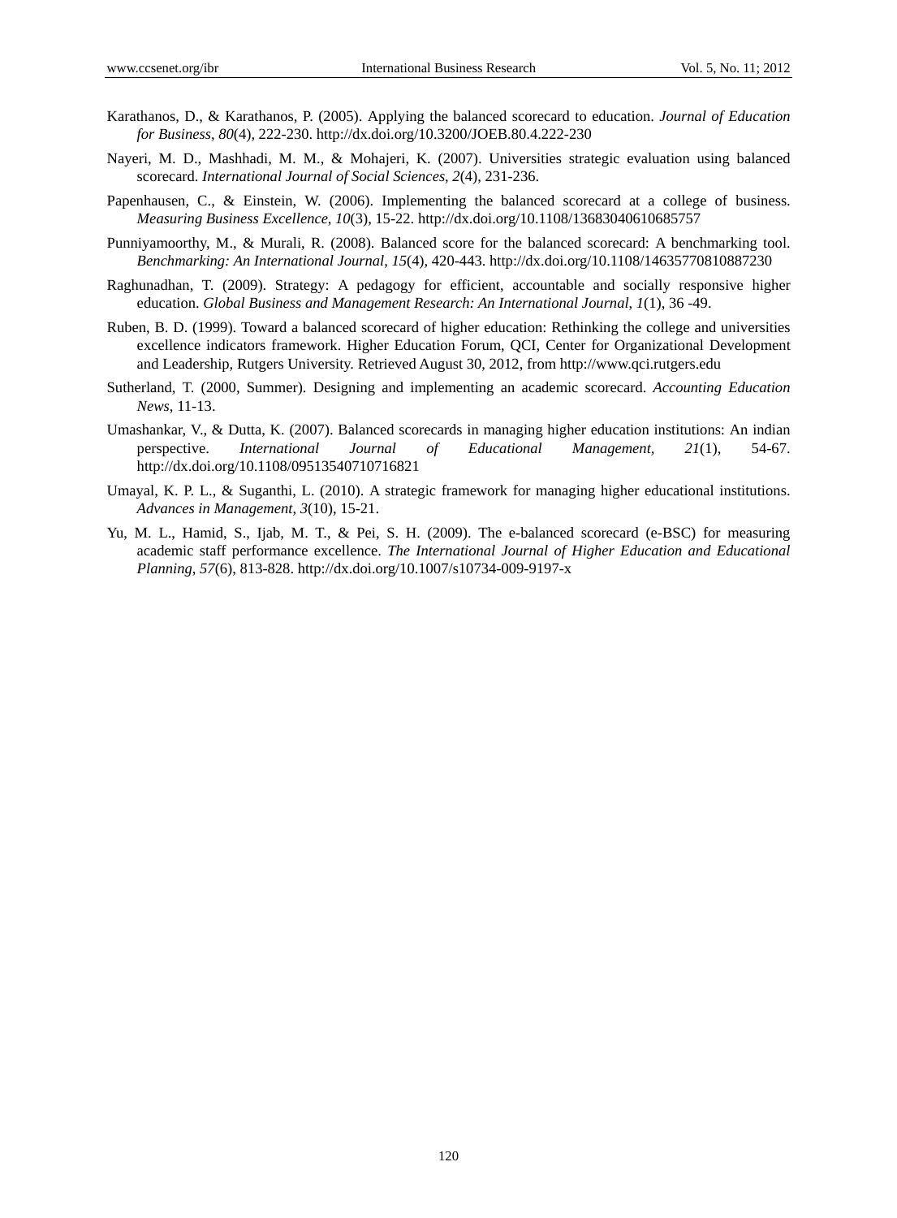Karathanos, D., & Karathanos, P. (2005). Applying the balanced scorecard to education. *Journal of Education for Business*, *80*(4), 222-230. http://dx.doi.org/10.3200/JOEB.80.4.222-230

Nayeri, M. D., Mashhadi, M. M., & Mohajeri, K. (2007). Universities strategic evaluation using balanced scorecard. *International Journal of Social Sciences*, *2*(4), 231-236.

Papenhausen, C., & Einstein, W. (2006). Implementing the balanced scorecard at a college of business. *Measuring Business Excellence*, *10*(3), 15-22. http://dx.doi.org/10.1108/13683040610685757

Punniyamoorthy, M., & Murali, R. (2008). Balanced score for the balanced scorecard: A benchmarking tool. *Benchmarking: An International Journal*, *15*(4), 420-443. http://dx.doi.org/10.1108/14635770810887230

Raghunadhan, T. (2009). Strategy: A pedagogy for efficient, accountable and socially responsive higher education. *Global Business and Management Research: An International Journal*, *1*(1), 36 -49.

Ruben, B. D. (1999). Toward a balanced scorecard of higher education: Rethinking the college and universities excellence indicators framework. Higher Education Forum, QCI, Center for Organizational Development and Leadership, Rutgers University. Retrieved August 30, 2012, from http://www.qci.rutgers.edu

Sutherland, T. (2000, Summer). Designing and implementing an academic scorecard. *Accounting Education News*, 11-13.

Umashankar, V., & Dutta, K. (2007). Balanced scorecards in managing higher education institutions: An indian perspective. *International Journal of Educational Management, 21*(1), 54-67. http://dx.doi.org/10.1108/09513540710716821

Umayal, K. P. L., & Suganthi, L. (2010). A strategic framework for managing higher educational institutions. *Advances in Management*, *3*(10), 15-21.

Yu, M. L., Hamid, S., Ijab, M. T., & Pei, S. H. (2009). The e-balanced scorecard (e-BSC) for measuring academic staff performance excellence. *The International Journal of Higher Education and Educational Planning*, *57*(6), 813-828. http://dx.doi.org/10.1007/s10734-009-9197-x